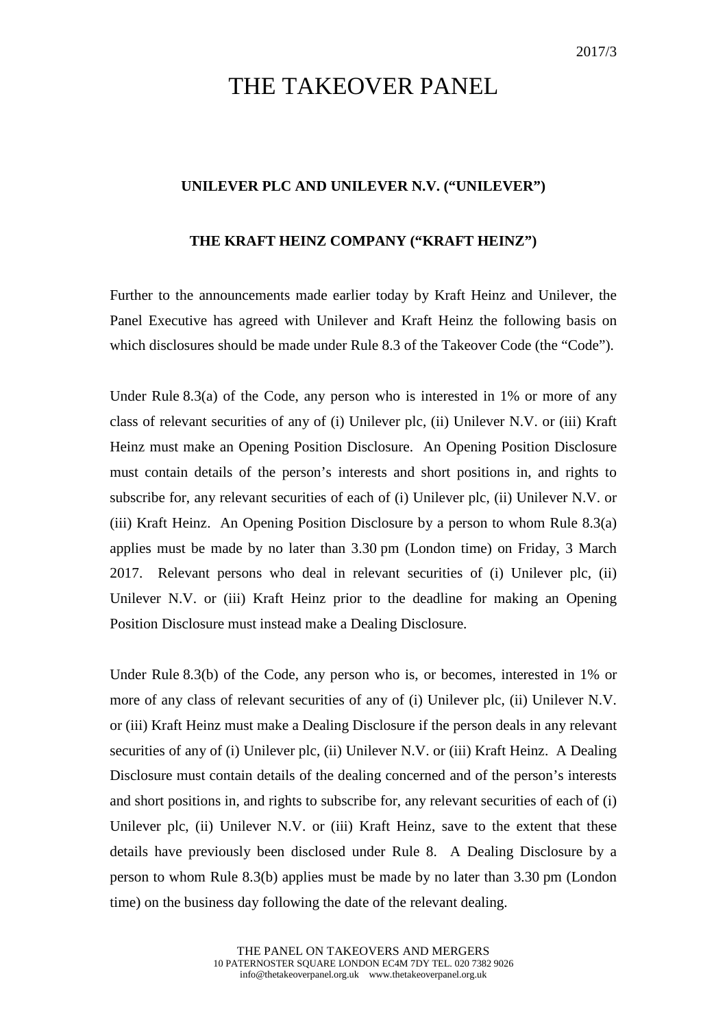2017/3

# THE TAKEOVER PANEL

**UNILEVER PLC AND UNILEVER N.V. ("UNILEVER")**

**THE KRAFT HEINZ COMPANY ("KRAFT HEINZ")**

Further to the announcements made earlier today by Kraft Heinz and Unilever, the Panel Executive has agreed with Unilever and Kraft Heinz the following basis on which disclosures should be made under Rule 8.3 of the Takeover Code (the "Code").

Under Rule 8.3(a) of the Code, any person who is interested in 1% or more of any class of relevant securities of any of (i) Unilever plc, (ii) Unilever N.V. or (iii) Kraft Heinz must make an Opening Position Disclosure. An Opening Position Disclosure must contain details of the person's interests and short positions in, and rights to subscribe for, any relevant securities of each of (i) Unilever plc, (ii) Unilever N.V. or (iii) Kraft Heinz. An Opening Position Disclosure by a person to whom Rule 8.3(a) applies must be made by no later than 3.30 pm (London time) on Friday, 3 March 2017. Relevant persons who deal in relevant securities of (i) Unilever plc, (ii) Unilever N.V. or (iii) Kraft Heinz prior to the deadline for making an Opening Position Disclosure must instead make a Dealing Disclosure.

Under Rule 8.3(b) of the Code, any person who is, or becomes, interested in 1% or more of any class of relevant securities of any of (i) Unilever plc, (ii) Unilever N.V. or (iii) Kraft Heinz must make a Dealing Disclosure if the person deals in any relevant securities of any of (i) Unilever plc, (ii) Unilever N.V. or (iii) Kraft Heinz. A Dealing Disclosure must contain details of the dealing concerned and of the person's interests and short positions in, and rights to subscribe for, any relevant securities of each of (i) Unilever plc, (ii) Unilever N.V. or (iii) Kraft Heinz, save to the extent that these details have previously been disclosed under Rule 8. A Dealing Disclosure by a person to whom Rule 8.3(b) applies must be made by no later than 3.30 pm (London time) on the business day following the date of the relevant dealing.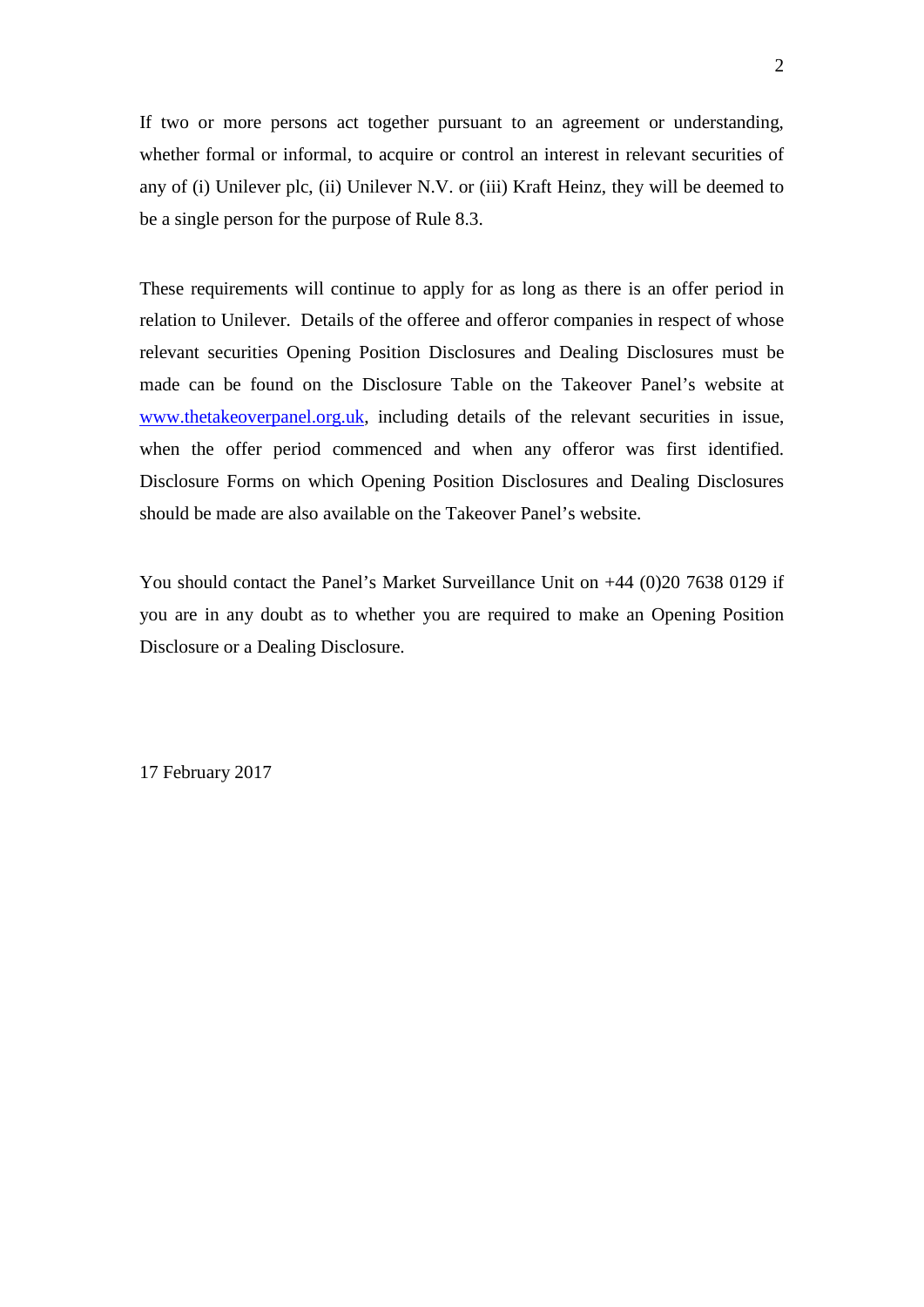If two or more persons act together pursuant to an agreement or understanding, whether formal or informal, to acquire or control an interest in relevant securities of any of (i) Unilever plc, (ii) Unilever N.V. or (iii) Kraft Heinz, they will be deemed to be a single person for the purpose of Rule 8.3.

These requirements will continue to apply for as long as there is an offer period in relation to Unilever. Details of the offeree and offeror companies in respect of whose relevant securities Opening Position Disclosures and Dealing Disclosures must be made can be found on the Disclosure Table on the Takeover Panel's website at www.thetakeoverpanel.org.uk, including details of the relevant securities in issue, when the offer period commenced and when any offeror was first identified. Disclosure Forms on which Opening Position Disclosures and Dealing Disclosures should be made are also available on the Takeover Panel's website.

You should contact the Panel's Market Surveillance Unit on +44 (0)20 7638 0129 if you are in any doubt as to whether you are required to make an Opening Position Disclosure or a Dealing Disclosure.

17 February 2017